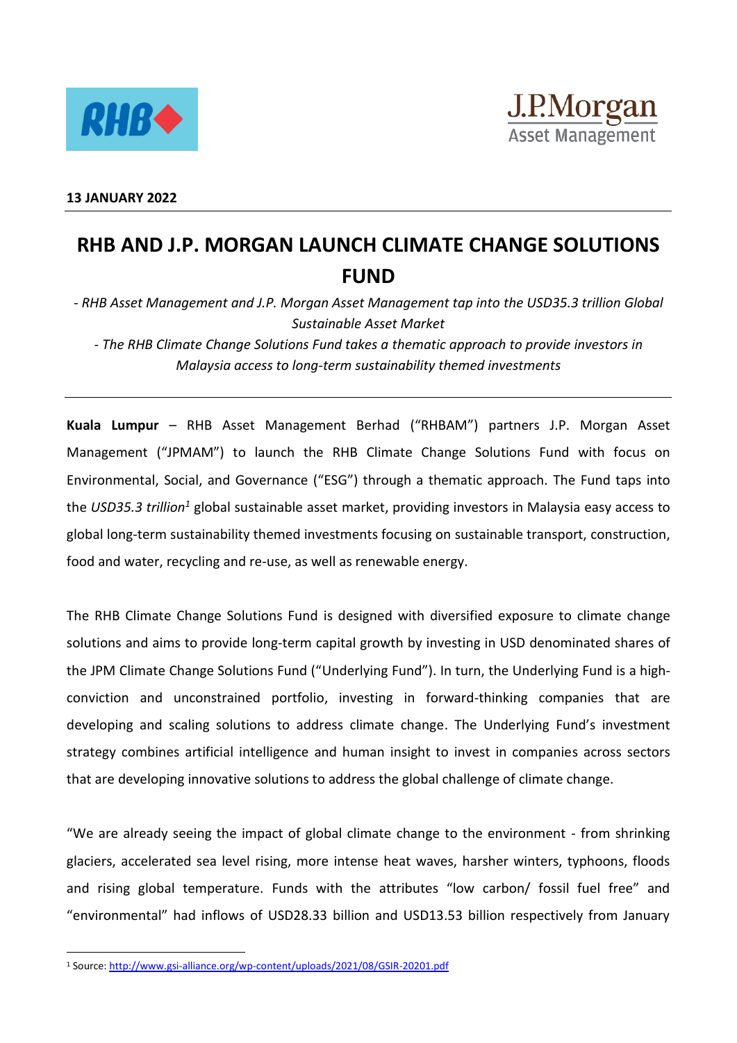**13 JANUARY 2022**

# RHB AND J.P. MORGAN LAUNCH CLIMATE CHANGE SOLUTIONS FUND

*- RHB Asset Management and J.P. Morgan Asset Management tap into the USD35.3 trillion Global Sustainable Asset Market*

*- The RHB Climate Change Solutions Fund takes a thematic approach to provide investors in Malaysia access to long-term sustainability themed investments*

---

**Kuala Lumpur** – RHB Asset Management Berhad ("RHBAM") partners J.P. Morgan Asset Management ("JPMAM") to launch the RHB Climate Change Solutions Fund with focus on Environmental, Social, and Governance ("ESG") through a thematic approach. The Fund taps into the *USD35.3 trillion*[1] global sustainable asset market, providing investors in Malaysia easy access to global long-term sustainability themed investments focusing on sustainable transport, construction, food and water, recycling and re-use, as well as renewable energy.

The RHB Climate Change Solutions Fund is designed with diversified exposure to climate change solutions and aims to provide long-term capital growth by investing in USD denominated shares of the JPM Climate Change Solutions Fund ("Underlying Fund"). In turn, the Underlying Fund is a high-conviction and unconstrained portfolio, investing in forward-thinking companies that are developing and scaling solutions to address climate change. The Underlying Fund's investment strategy combines artificial intelligence and human insight to invest in companies across sectors that are developing innovative solutions to address the global challenge of climate change.

"We are already seeing the impact of global climate change to the environment - from shrinking glaciers, accelerated sea level rising, more intense heat waves, harsher winters, typhoons, floods and rising global temperature. Funds with the attributes "low carbon/ fossil fuel free" and "environmental" had inflows of USD28.33 billion and USD13.53 billion respectively from January

---

[1] Source: http://www.gsi-alliance.org/wp-content/uploads/2021/08/GSIR-20201.pdf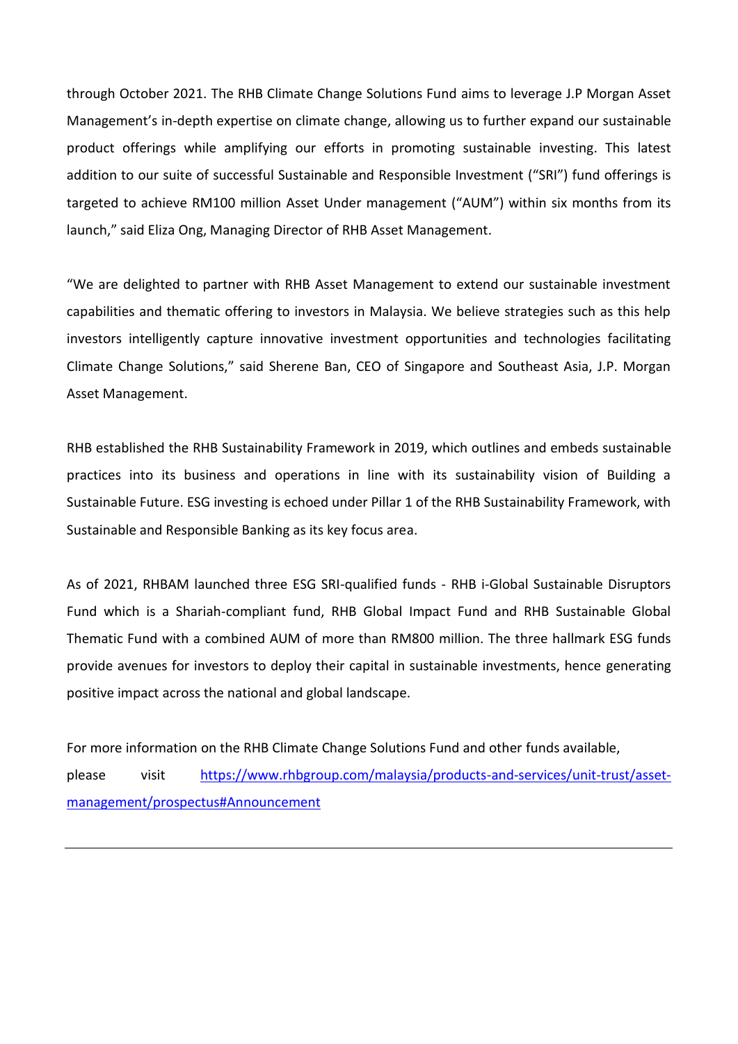through October 2021. The RHB Climate Change Solutions Fund aims to leverage J.P Morgan Asset Management's in-depth expertise on climate change, allowing us to further expand our sustainable product offerings while amplifying our efforts in promoting sustainable investing. This latest addition to our suite of successful Sustainable and Responsible Investment ("SRI") fund offerings is targeted to achieve RM100 million Asset Under management ("AUM") within six months from its launch," said Eliza Ong, Managing Director of RHB Asset Management.

"We are delighted to partner with RHB Asset Management to extend our sustainable investment capabilities and thematic offering to investors in Malaysia. We believe strategies such as this help investors intelligently capture innovative investment opportunities and technologies facilitating Climate Change Solutions," said Sherene Ban, CEO of Singapore and Southeast Asia, J.P. Morgan Asset Management.

RHB established the RHB Sustainability Framework in 2019, which outlines and embeds sustainable practices into its business and operations in line with its sustainability vision of Building a Sustainable Future. ESG investing is echoed under Pillar 1 of the RHB Sustainability Framework, with Sustainable and Responsible Banking as its key focus area.

As of 2021, RHBAM launched three ESG SRI-qualified funds - RHB i-Global Sustainable Disruptors Fund which is a Shariah-compliant fund, RHB Global Impact Fund and RHB Sustainable Global Thematic Fund with a combined AUM of more than RM800 million. The three hallmark ESG funds provide avenues for investors to deploy their capital in sustainable investments, hence generating positive impact across the national and global landscape.

For more information on the RHB Climate Change Solutions Fund and other funds available, please visit [https://www.rhbgroup.com/malaysia/products-and-services/unit-trust/asset-management/prospectus#Announcement](https://www.rhbgroup.com/malaysia/products-and-services/unit-trust/asset-management/prospectus#Announcement)

---